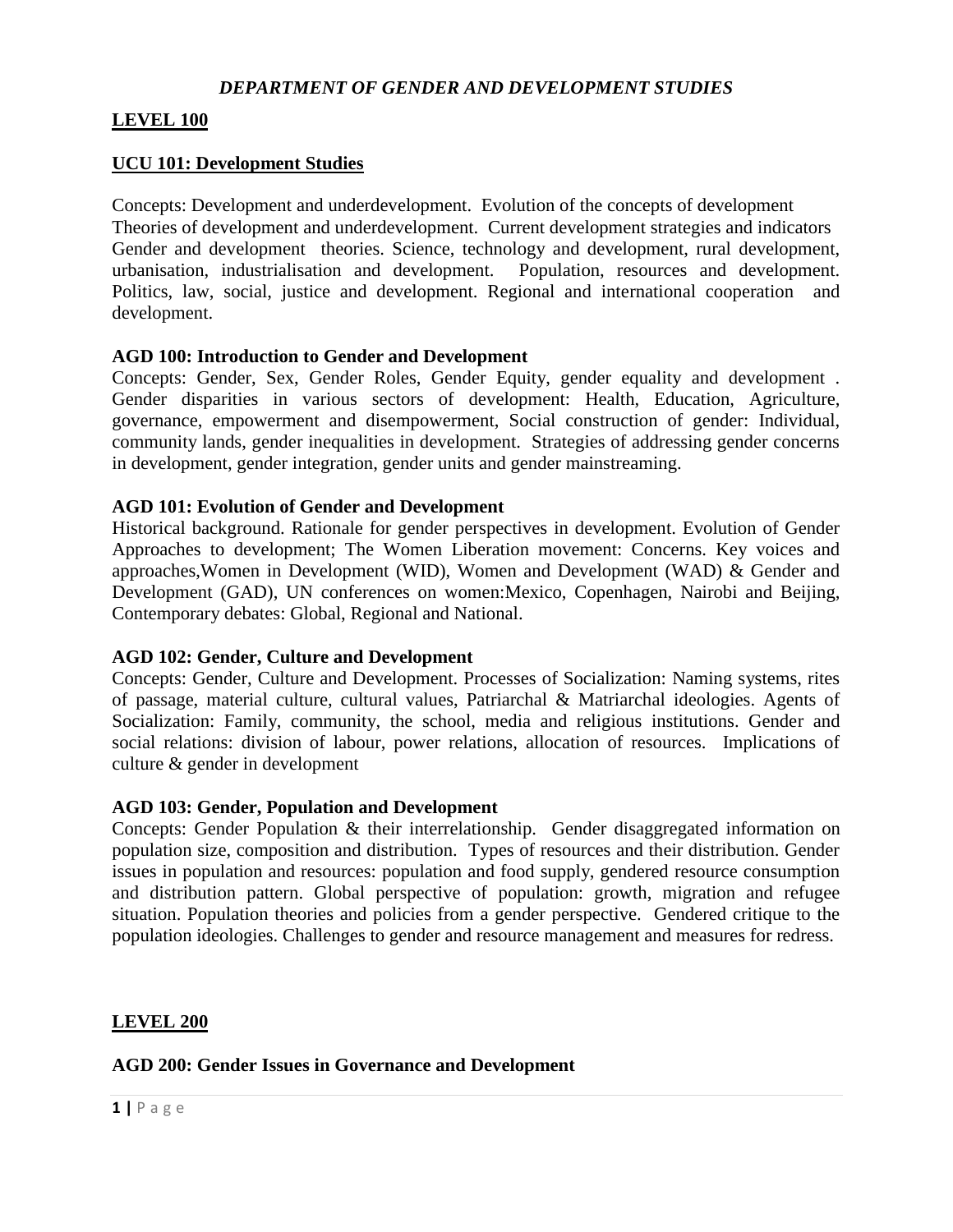# *DEPARTMENT OF GENDER AND DEVELOPMENT STUDIES*

## LEVEL 100

### UCU 101: Development Studies

Concepts: Development and underdevelopment. Evolution of the concepts of development Theories of development and underdevelopment. Current development strategies and indicators Gender and development theories. Science, technology and development, rural development, urbanisation, industrialisation and development. Population, resources and development. Politics, law, social, justice and development. Regional and international cooperation and development.

**AGD 100: Introduction to Gender and Development**

Concepts: Gender, Sex, Gender Roles, Gender Equity, gender equality and development . Gender disparities in various sectors of development: Health, Education, Agriculture, governance, empowerment and disempowerment, Social construction of gender: Individual, community lands, gender inequalities in development. Strategies of addressing gender concerns in development, gender integration, gender units and gender mainstreaming.

**AGD 101: Evolution of Gender and Development**

Historical background. Rationale for gender perspectives in development. Evolution of Gender Approaches to development; The Women Liberation movement: Concerns. Key voices and approaches,Women in Development (WID), Women and Development (WAD) & Gender and Development (GAD), UN conferences on women:Mexico, Copenhagen, Nairobi and Beijing, Contemporary debates: Global, Regional and National.

**AGD 102: Gender, Culture and Development**

Concepts: Gender, Culture and Development. Processes of Socialization: Naming systems, rites of passage, material culture, cultural values, Patriarchal & Matriarchal ideologies. Agents of Socialization: Family, community, the school, media and religious institutions. Gender and social relations: division of labour, power relations, allocation of resources. Implications of culture & gender in development

**AGD 103: Gender, Population and Development**

Concepts: Gender Population & their interrelationship. Gender disaggregated information on population size, composition and distribution. Types of resources and their distribution. Gender issues in population and resources: population and food supply, gendered resource consumption and distribution pattern. Global perspective of population: growth, migration and refugee situation. Population theories and policies from a gender perspective. Gendered critique to the population ideologies. Challenges to gender and resource management and measures for redress.

## LEVEL 200

**AGD 200: Gender Issues in Governance and Development**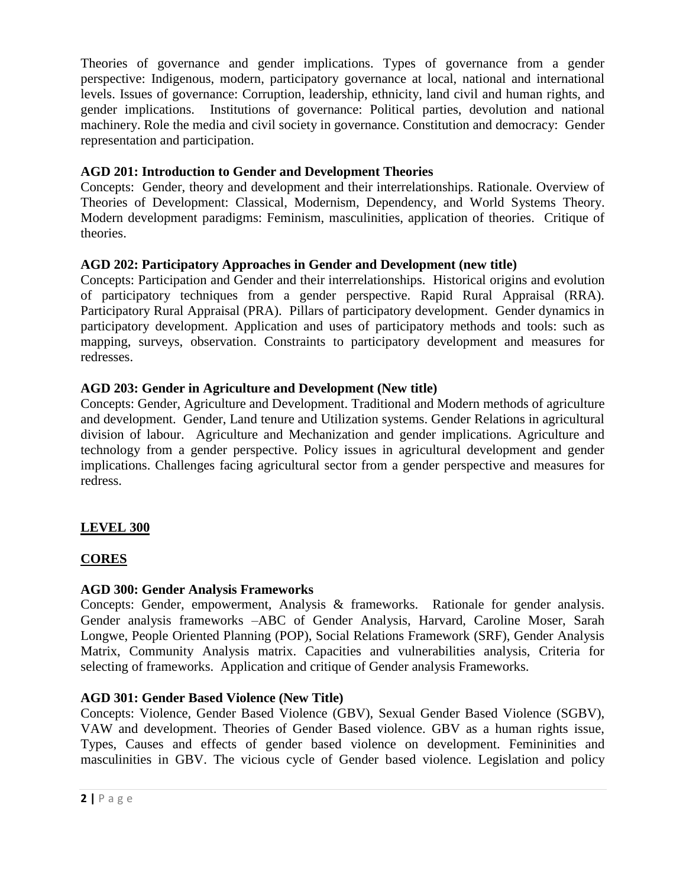Theories of governance and gender implications. Types of governance from a gender perspective: Indigenous, modern, participatory governance at local, national and international levels. Issues of governance: Corruption, leadership, ethnicity, land civil and human rights, and gender implications. Institutions of governance: Political parties, devolution and national machinery. Role the media and civil society in governance. Constitution and democracy: Gender representation and participation.

**AGD 201: Introduction to Gender and Development Theories**
Concepts: Gender, theory and development and their interrelationships. Rationale. Overview of Theories of Development: Classical, Modernism, Dependency, and World Systems Theory. Modern development paradigms: Feminism, masculinities, application of theories. Critique of theories.

**AGD 202: Participatory Approaches in Gender and Development (new title)**
Concepts: Participation and Gender and their interrelationships. Historical origins and evolution of participatory techniques from a gender perspective. Rapid Rural Appraisal (RRA). Participatory Rural Appraisal (PRA). Pillars of participatory development. Gender dynamics in participatory development. Application and uses of participatory methods and tools: such as mapping, surveys, observation. Constraints to participatory development and measures for redresses.

**AGD 203: Gender in Agriculture and Development (New title)**
Concepts: Gender, Agriculture and Development. Traditional and Modern methods of agriculture and development. Gender, Land tenure and Utilization systems. Gender Relations in agricultural division of labour. Agriculture and Mechanization and gender implications. Agriculture and technology from a gender perspective. Policy issues in agricultural development and gender implications. Challenges facing agricultural sector from a gender perspective and measures for redress.

## LEVEL 300

### CORES

**AGD 300: Gender Analysis Frameworks**
Concepts: Gender, empowerment, Analysis & frameworks. Rationale for gender analysis. Gender analysis frameworks –ABC of Gender Analysis, Harvard, Caroline Moser, Sarah Longwe, People Oriented Planning (POP), Social Relations Framework (SRF), Gender Analysis Matrix, Community Analysis matrix. Capacities and vulnerabilities analysis, Criteria for selecting of frameworks. Application and critique of Gender analysis Frameworks.

**AGD 301: Gender Based Violence (New Title)**
Concepts: Violence, Gender Based Violence (GBV), Sexual Gender Based Violence (SGBV), VAW and development. Theories of Gender Based violence. GBV as a human rights issue, Types, Causes and effects of gender based violence on development. Femininities and masculinities in GBV. The vicious cycle of Gender based violence. Legislation and policy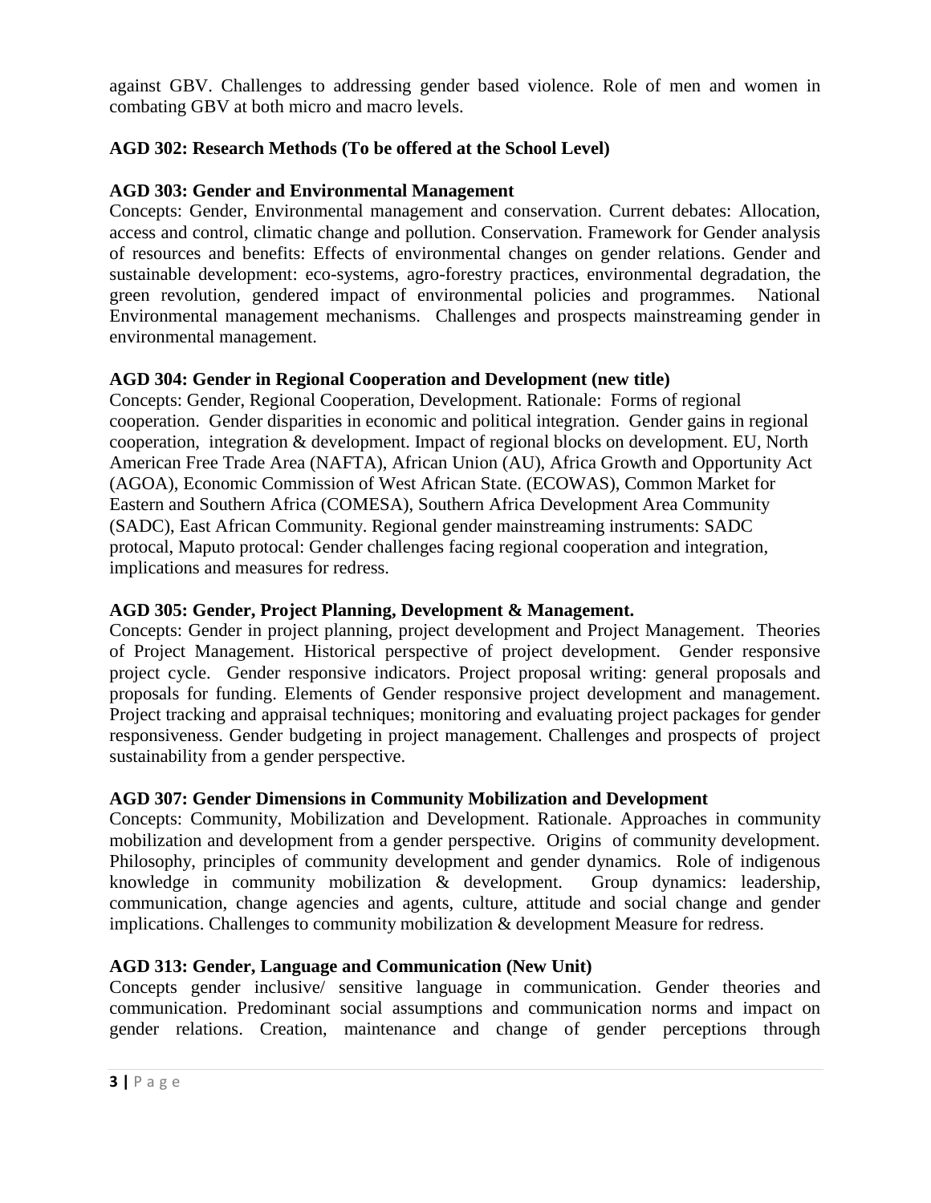against GBV. Challenges to addressing gender based violence. Role of men and women in combating GBV at both micro and macro levels.

**AGD 302: Research Methods (To be offered at the School Level)**

**AGD 303: Gender and Environmental Management**

Concepts: Gender, Environmental management and conservation. Current debates: Allocation, access and control, climatic change and pollution. Conservation. Framework for Gender analysis of resources and benefits: Effects of environmental changes on gender relations. Gender and sustainable development: eco-systems, agro-forestry practices, environmental degradation, the green revolution, gendered impact of environmental policies and programmes. National Environmental management mechanisms. Challenges and prospects mainstreaming gender in environmental management.

**AGD 304: Gender in Regional Cooperation and Development (new title)**

Concepts: Gender, Regional Cooperation, Development. Rationale: Forms of regional cooperation. Gender disparities in economic and political integration. Gender gains in regional cooperation, integration & development. Impact of regional blocks on development. EU, North American Free Trade Area (NAFTA), African Union (AU), Africa Growth and Opportunity Act (AGOA), Economic Commission of West African State. (ECOWAS), Common Market for Eastern and Southern Africa (COMESA), Southern Africa Development Area Community (SADC), East African Community. Regional gender mainstreaming instruments: SADC protocal, Maputo protocal: Gender challenges facing regional cooperation and integration, implications and measures for redress.

**AGD 305: Gender, Project Planning, Development & Management.**

Concepts: Gender in project planning, project development and Project Management. Theories of Project Management. Historical perspective of project development. Gender responsive project cycle. Gender responsive indicators. Project proposal writing: general proposals and proposals for funding. Elements of Gender responsive project development and management. Project tracking and appraisal techniques; monitoring and evaluating project packages for gender responsiveness. Gender budgeting in project management. Challenges and prospects of project sustainability from a gender perspective.

**AGD 307: Gender Dimensions in Community Mobilization and Development**

Concepts: Community, Mobilization and Development. Rationale. Approaches in community mobilization and development from a gender perspective. Origins of community development. Philosophy, principles of community development and gender dynamics. Role of indigenous knowledge in community mobilization & development. Group dynamics: leadership, communication, change agencies and agents, culture, attitude and social change and gender implications. Challenges to community mobilization & development Measure for redress.

**AGD 313: Gender, Language and Communication (New Unit)**

Concepts gender inclusive/ sensitive language in communication. Gender theories and communication. Predominant social assumptions and communication norms and impact on gender relations. Creation, maintenance and change of gender perceptions through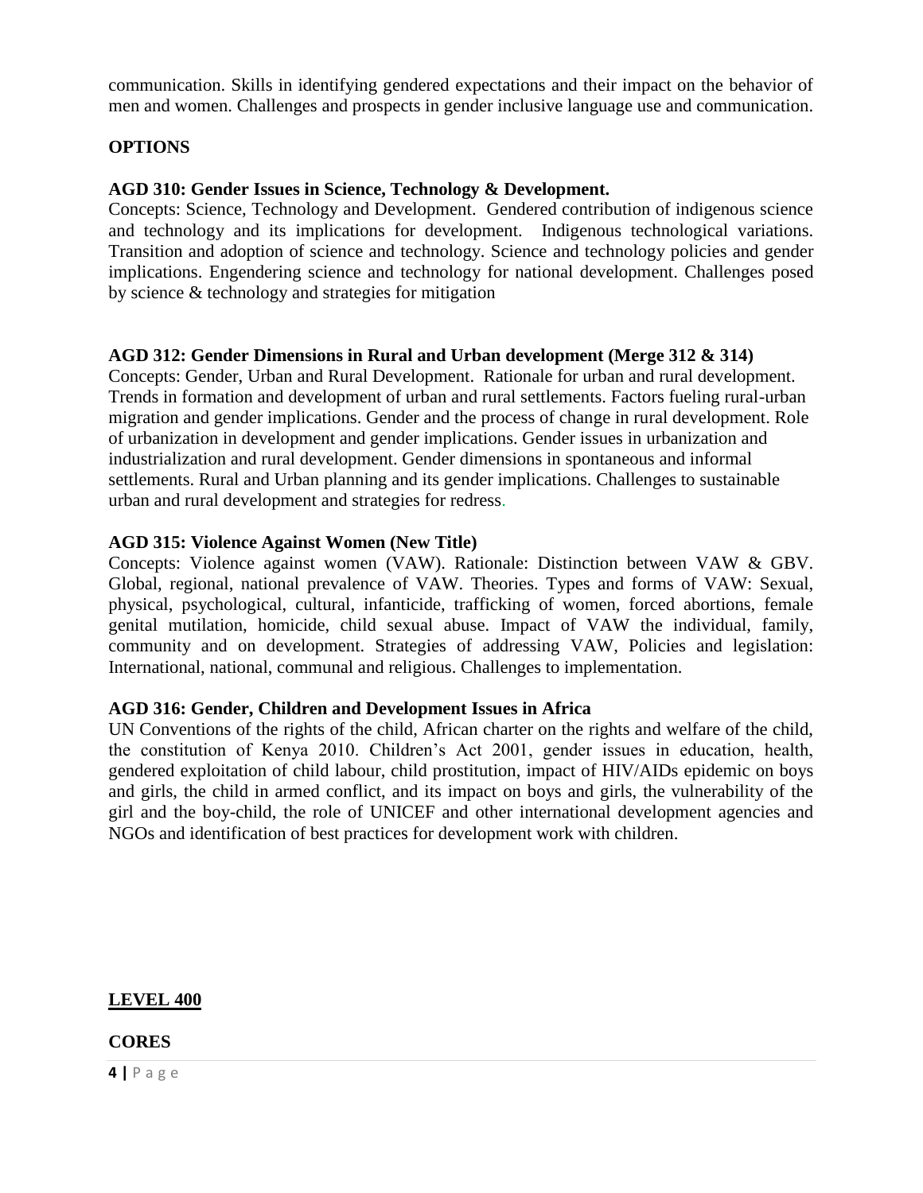communication. Skills in identifying gendered expectations and their impact on the behavior of men and women. Challenges and prospects in gender inclusive language use and communication.

**OPTIONS**

**AGD 310: Gender Issues in Science, Technology & Development.**

Concepts: Science, Technology and Development. Gendered contribution of indigenous science and technology and its implications for development. Indigenous technological variations. Transition and adoption of science and technology. Science and technology policies and gender implications. Engendering science and technology for national development. Challenges posed by science & technology and strategies for mitigation

**AGD 312: Gender Dimensions in Rural and Urban development (Merge 312 & 314)**

Concepts: Gender, Urban and Rural Development. Rationale for urban and rural development. Trends in formation and development of urban and rural settlements. Factors fueling rural-urban migration and gender implications. Gender and the process of change in rural development. Role of urbanization in development and gender implications. Gender issues in urbanization and industrialization and rural development. Gender dimensions in spontaneous and informal settlements. Rural and Urban planning and its gender implications. Challenges to sustainable urban and rural development and strategies for redress.

**AGD 315: Violence Against Women (New Title)**

Concepts: Violence against women (VAW). Rationale: Distinction between VAW & GBV. Global, regional, national prevalence of VAW. Theories. Types and forms of VAW: Sexual, physical, psychological, cultural, infanticide, trafficking of women, forced abortions, female genital mutilation, homicide, child sexual abuse. Impact of VAW the individual, family, community and on development. Strategies of addressing VAW, Policies and legislation: International, national, communal and religious. Challenges to implementation.

**AGD 316: Gender, Children and Development Issues in Africa**

UN Conventions of the rights of the child, African charter on the rights and welfare of the child, the constitution of Kenya 2010. Children's Act 2001, gender issues in education, health, gendered exploitation of child labour, child prostitution, impact of HIV/AIDs epidemic on boys and girls, the child in armed conflict, and its impact on boys and girls, the vulnerability of the girl and the boy-child, the role of UNICEF and other international development agencies and NGOs and identification of best practices for development work with children.

## LEVEL 400

**CORES**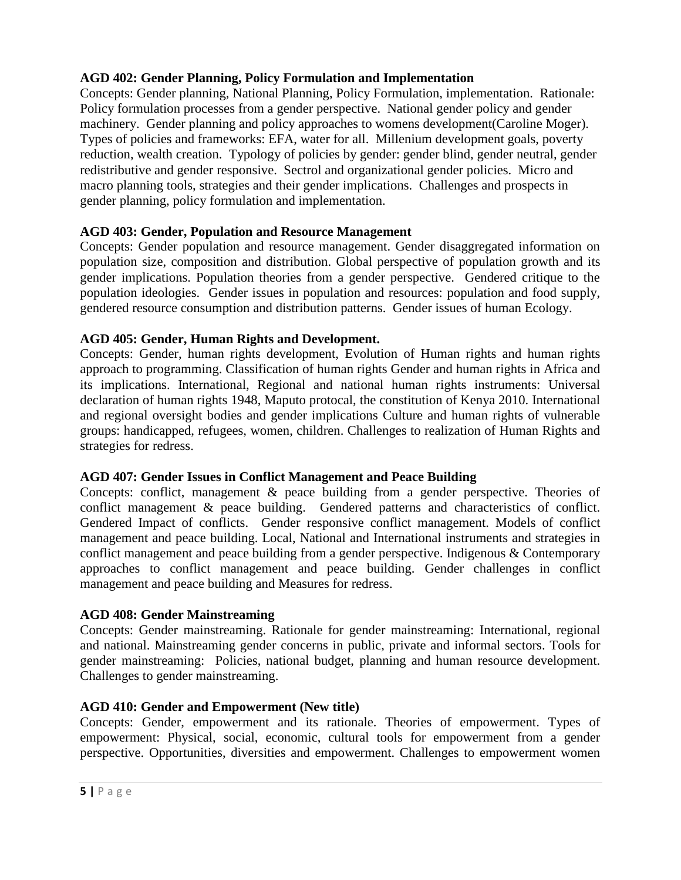**AGD 402: Gender Planning, Policy Formulation and Implementation**
Concepts: Gender planning, National Planning, Policy Formulation, implementation. Rationale: Policy formulation processes from a gender perspective. National gender policy and gender machinery. Gender planning and policy approaches to womens development(Caroline Moger). Types of policies and frameworks: EFA, water for all. Millenium development goals, poverty reduction, wealth creation. Typology of policies by gender: gender blind, gender neutral, gender redistributive and gender responsive. Sectrol and organizational gender policies. Micro and macro planning tools, strategies and their gender implications. Challenges and prospects in gender planning, policy formulation and implementation.

**AGD 403: Gender, Population and Resource Management**
Concepts: Gender population and resource management. Gender disaggregated information on population size, composition and distribution. Global perspective of population growth and its gender implications. Population theories from a gender perspective. Gendered critique to the population ideologies. Gender issues in population and resources: population and food supply, gendered resource consumption and distribution patterns. Gender issues of human Ecology.

**AGD 405: Gender, Human Rights and Development.**
Concepts: Gender, human rights development, Evolution of Human rights and human rights approach to programming. Classification of human rights Gender and human rights in Africa and its implications. International, Regional and national human rights instruments: Universal declaration of human rights 1948, Maputo protocal, the constitution of Kenya 2010. International and regional oversight bodies and gender implications Culture and human rights of vulnerable groups: handicapped, refugees, women, children. Challenges to realization of Human Rights and strategies for redress.

**AGD 407: Gender Issues in Conflict Management and Peace Building**
Concepts: conflict, management & peace building from a gender perspective. Theories of conflict management & peace building. Gendered patterns and characteristics of conflict. Gendered Impact of conflicts. Gender responsive conflict management. Models of conflict management and peace building. Local, National and International instruments and strategies in conflict management and peace building from a gender perspective. Indigenous & Contemporary approaches to conflict management and peace building. Gender challenges in conflict management and peace building and Measures for redress.

**AGD 408: Gender Mainstreaming**
Concepts: Gender mainstreaming. Rationale for gender mainstreaming: International, regional and national. Mainstreaming gender concerns in public, private and informal sectors. Tools for gender mainstreaming: Policies, national budget, planning and human resource development. Challenges to gender mainstreaming.

**AGD 410: Gender and Empowerment (New title)**
Concepts: Gender, empowerment and its rationale. Theories of empowerment. Types of empowerment: Physical, social, economic, cultural tools for empowerment from a gender perspective. Opportunities, diversities and empowerment. Challenges to empowerment women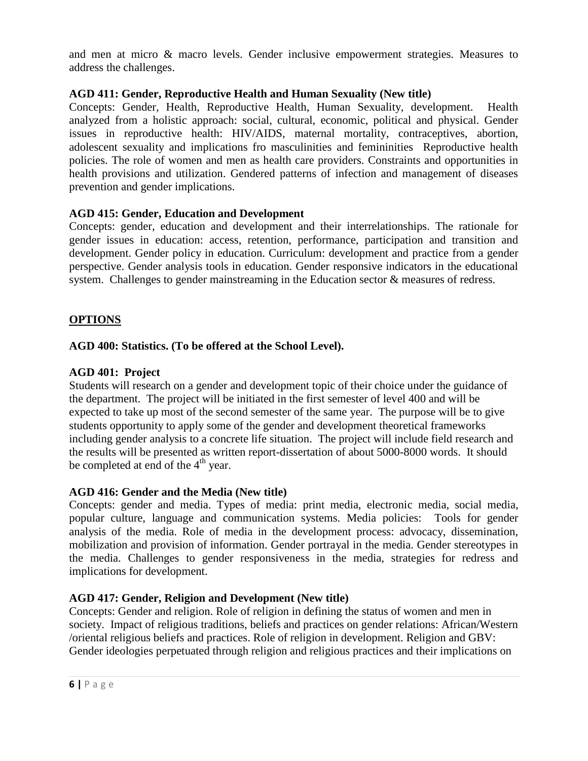and men at micro & macro levels. Gender inclusive empowerment strategies. Measures to address the challenges.

**AGD 411: Gender, Reproductive Health and Human Sexuality (New title)**

Concepts: Gender, Health, Reproductive Health, Human Sexuality, development. Health analyzed from a holistic approach: social, cultural, economic, political and physical. Gender issues in reproductive health: HIV/AIDS, maternal mortality, contraceptives, abortion, adolescent sexuality and implications fro masculinities and femininities Reproductive health policies. The role of women and men as health care providers. Constraints and opportunities in health provisions and utilization. Gendered patterns of infection and management of diseases prevention and gender implications.

**AGD 415: Gender, Education and Development**

Concepts: gender, education and development and their interrelationships. The rationale for gender issues in education: access, retention, performance, participation and transition and development. Gender policy in education. Curriculum: development and practice from a gender perspective. Gender analysis tools in education. Gender responsive indicators in the educational system. Challenges to gender mainstreaming in the Education sector & measures of redress.

**OPTIONS**

**AGD 400: Statistics. (To be offered at the School Level).**

**AGD 401: Project**

Students will research on a gender and development topic of their choice under the guidance of the department. The project will be initiated in the first semester of level 400 and will be expected to take up most of the second semester of the same year. The purpose will be to give students opportunity to apply some of the gender and development theoretical frameworks including gender analysis to a concrete life situation. The project will include field research and the results will be presented as written report-dissertation of about 5000-8000 words. It should be completed at end of the 4th year.

**AGD 416: Gender and the Media (New title)**

Concepts: gender and media. Types of media: print media, electronic media, social media, popular culture, language and communication systems. Media policies: Tools for gender analysis of the media. Role of media in the development process: advocacy, dissemination, mobilization and provision of information. Gender portrayal in the media. Gender stereotypes in the media. Challenges to gender responsiveness in the media, strategies for redress and implications for development.

**AGD 417: Gender, Religion and Development (New title)**

Concepts: Gender and religion. Role of religion in defining the status of women and men in society. Impact of religious traditions, beliefs and practices on gender relations: African/Western /oriental religious beliefs and practices. Role of religion in development. Religion and GBV: Gender ideologies perpetuated through religion and religious practices and their implications on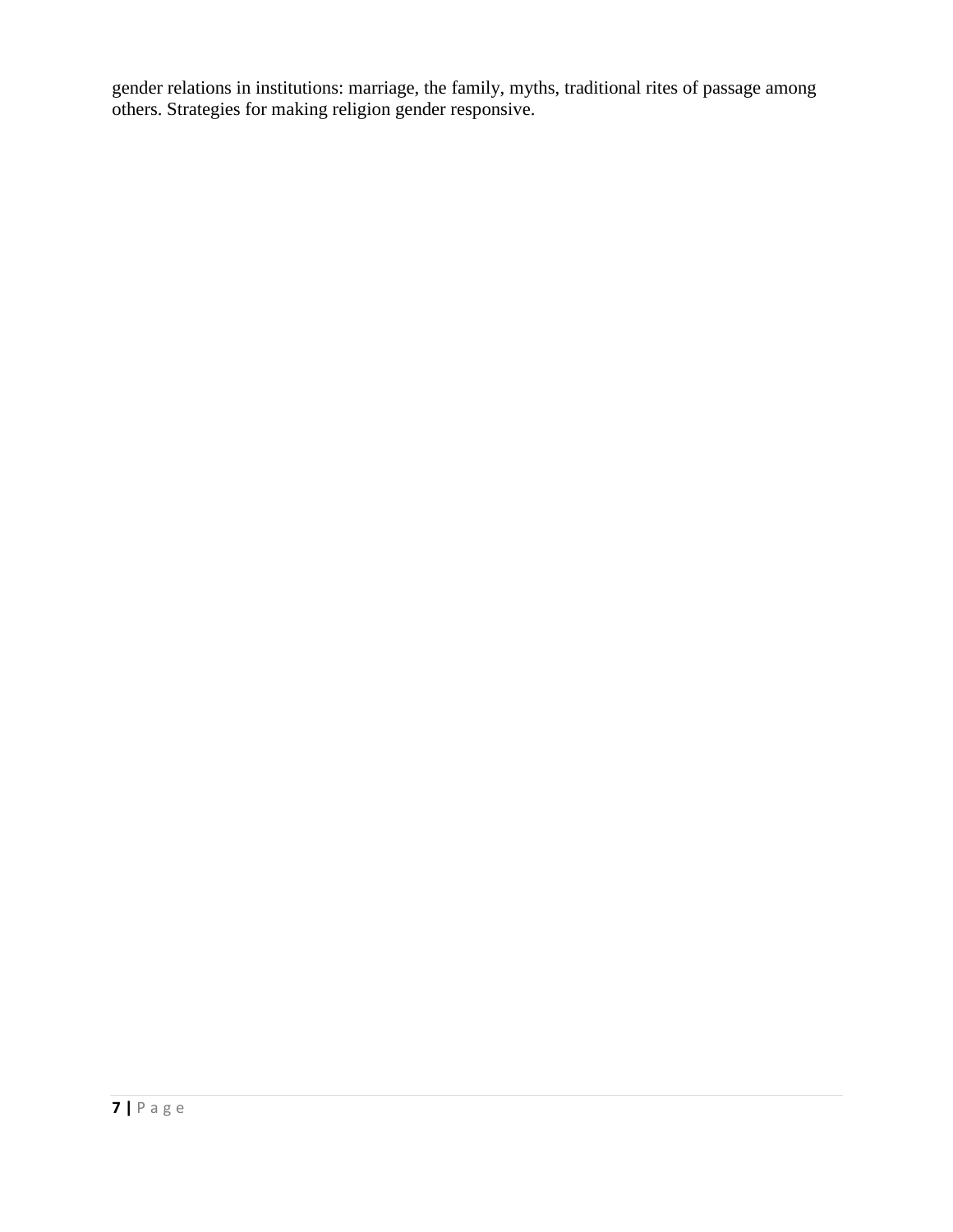gender relations in institutions: marriage, the family, myths, traditional rites of passage among others. Strategies for making religion gender responsive.